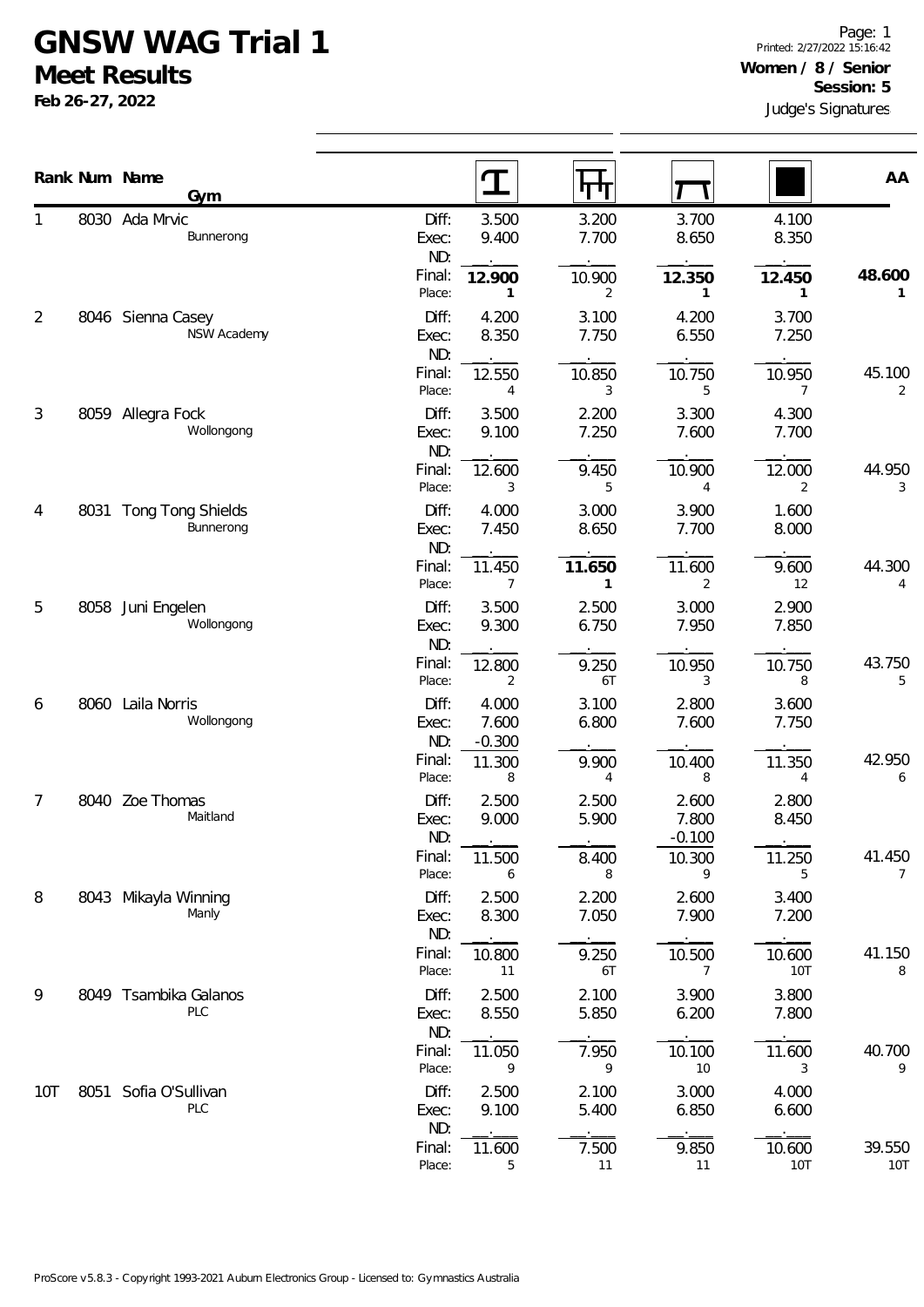# GNSW WAG Trial 1

## Meet Results

**Feb 26-27, 2022**

Printed: 2/27/2022 15:16:42

**Women / 8 / Senior**

**Session: 5**

Judge's Signatures

| Rank | Num | Name / Gym | | Vault | Bars | Beam | Floor | AA |
|---|---|---|---|---|---|---|---|---|
| 1 | 8030 | Ada Mrvic<br>Bunnerong | Diff: | 3.500 | 3.200 | 3.700 | 4.100 | |
| | | | Exec: | 9.400 | 7.700 | 8.650 | 8.350 | |
| | | | ND: | | | | | |
| | | | Final: | **12.900** | 10.900 | **12.350** | **12.450** | **48.600** |
| | | | Place: | **1** | 2 | **1** | **1** | **1** |
| 2 | 8046 | Sienna Casey<br>NSW Academy | Diff: | 4.200 | 3.100 | 4.200 | 3.700 | |
| | | | Exec: | 8.350 | 7.750 | 6.550 | 7.250 | |
| | | | ND: | | | | | |
| | | | Final: | 12.550 | 10.850 | 10.750 | 10.950 | 45.100 |
| | | | Place: | 4 | 3 | 5 | 7 | 2 |
| 3 | 8059 | Allegra Fock<br>Wollongong | Diff: | 3.500 | 2.200 | 3.300 | 4.300 | |
| | | | Exec: | 9.100 | 7.250 | 7.600 | 7.700 | |
| | | | ND: | | | | | |
| | | | Final: | 12.600 | 9.450 | 10.900 | 12.000 | 44.950 |
| | | | Place: | 3 | 5 | 4 | 2 | 3 |
| 4 | 8031 | Tong Tong Shields<br>Bunnerong | Diff: | 4.000 | 3.000 | 3.900 | 1.600 | |
| | | | Exec: | 7.450 | 8.650 | 7.700 | 8.000 | |
| | | | ND: | | | | | |
| | | | Final: | 11.450 | **11.650** | 11.600 | 9.600 | 44.300 |
| | | | Place: | 7 | **1** | 2 | 12 | 4 |
| 5 | 8058 | Juni Engelen<br>Wollongong | Diff: | 3.500 | 2.500 | 3.000 | 2.900 | |
| | | | Exec: | 9.300 | 6.750 | 7.950 | 7.850 | |
| | | | ND: | | | | | |
| | | | Final: | 12.800 | 9.250 | 10.950 | 10.750 | 43.750 |
| | | | Place: | 2 | 6T | 3 | 8 | 5 |
| 6 | 8060 | Laila Norris<br>Wollongong | Diff: | 4.000 | 3.100 | 2.800 | 3.600 | |
| | | | Exec: | 7.600 | 6.800 | 7.600 | 7.750 | |
| | | | ND: | -0.300 | | | | |
| | | | Final: | 11.300 | 9.900 | 10.400 | 11.350 | 42.950 |
| | | | Place: | 8 | 4 | 8 | 4 | 6 |
| 7 | 8040 | Zoe Thomas<br>Maitland | Diff: | 2.500 | 2.500 | 2.600 | 2.800 | |
| | | | Exec: | 9.000 | 5.900 | 7.800 | 8.450 | |
| | | | ND: | | | -0.100 | | |
| | | | Final: | 11.500 | 8.400 | 10.300 | 11.250 | 41.450 |
| | | | Place: | 6 | 8 | 9 | 5 | 7 |
| 8 | 8043 | Mikayla Winning<br>Manly | Diff: | 2.500 | 2.200 | 2.600 | 3.400 | |
| | | | Exec: | 8.300 | 7.050 | 7.900 | 7.200 | |
| | | | ND: | | | | | |
| | | | Final: | 10.800 | 9.250 | 10.500 | 10.600 | 41.150 |
| | | | Place: | 11 | 6T | 7 | 10T | 8 |
| 9 | 8049 | Tsambika Galanos<br>PLC | Diff: | 2.500 | 2.100 | 3.900 | 3.800 | |
| | | | Exec: | 8.550 | 5.850 | 6.200 | 7.800 | |
| | | | ND: | | | | | |
| | | | Final: | 11.050 | 7.950 | 10.100 | 11.600 | 40.700 |
| | | | Place: | 9 | 9 | 10 | 3 | 9 |
| 10T | 8051 | Sofia O'Sullivan<br>PLC | Diff: | 2.500 | 2.100 | 3.000 | 4.000 | |
| | | | Exec: | 9.100 | 5.400 | 6.850 | 6.600 | |
| | | | ND: | | | | | |
| | | | Final: | 11.600 | 7.500 | 9.850 | 10.600 | 39.550 |
| | | | Place: | 5 | 11 | 11 | 10T | 10T |

ProScore v5.8.3 - Copyright 1993-2021 Auburn Electronics Group - Licensed to: Gymnastics Australia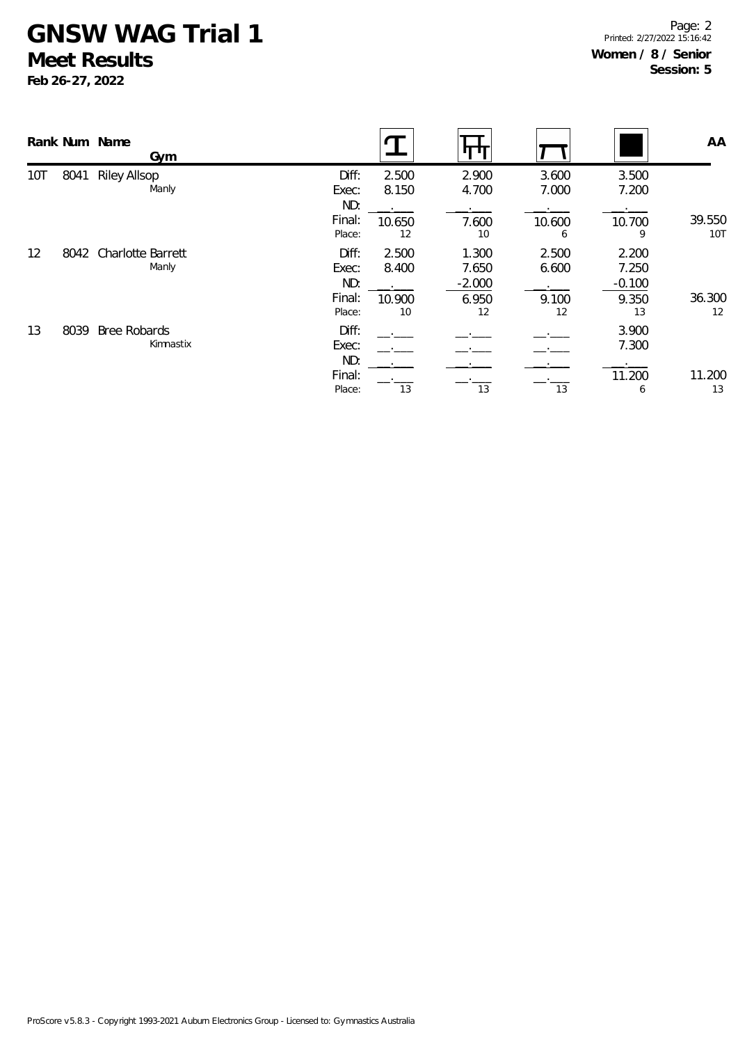# GNSW WAG Trial 1
## Meet Results
**Feb 26-27, 2022**

**Women / 8 / Senior**
**Session: 5**

| Rank | Num | Name / Gym | | Vault | Bars | Beam | Floor | AA |
|---|---|---|---|---|---|---|---|---|
| 10T | 8041 | Riley Allsop | Diff: | 2.500 | 2.900 | 3.600 | 3.500 | |
| | | Manly | Exec: | 8.150 | 4.700 | 7.000 | 7.200 | |
| | | | ND: | __.___ | __.___ | __.___ | __.___ | |
| | | | Final: | 10.650 | 7.600 | 10.600 | 10.700 | 39.550 |
| | | | Place: | 12 | 10 | 6 | 9 | 10T |
| 12 | 8042 | Charlotte Barrett | Diff: | 2.500 | 1.300 | 2.500 | 2.200 | |
| | | Manly | Exec: | 8.400 | 7.650 | 6.600 | 7.250 | |
| | | | ND: | __.___ | -2.000 | __.___ | -0.100 | |
| | | | Final: | 10.900 | 6.950 | 9.100 | 9.350 | 36.300 |
| | | | Place: | 10 | 12 | 12 | 13 | 12 |
| 13 | 8039 | Bree Robards | Diff: | __.___ | __.___ | __.___ | 3.900 | |
| | | Kinnastix | Exec: | __.___ | __.___ | __.___ | 7.300 | |
| | | | ND: | __.___ | __.___ | __.___ | __.___ | |
| | | | Final: | __.___ | __.___ | __.___ | 11.200 | 11.200 |
| | | | Place: | 13 | 13 | 13 | 6 | 13 |

ProScore v5.8.3 - Copyright 1993-2021 Auburn Electronics Group - Licensed to: Gymnastics Australia